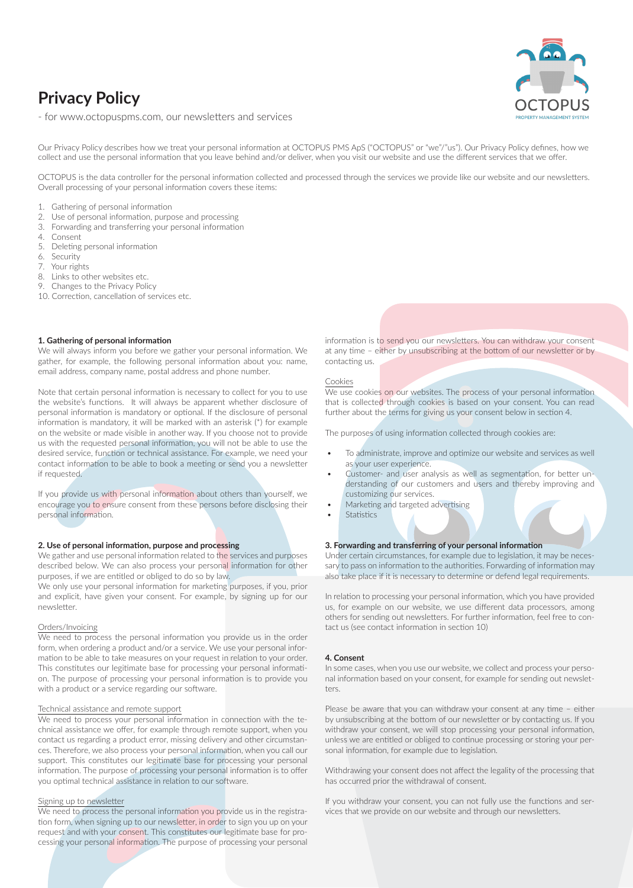# Privacy Policy

- for www.octopuspms.com, our newsletters and services

Our Privacy Policy describes how we treat your personal information at OCTOPUS PMS ApS ("OCTOPUS" or "we"/"us"). Our Privacy Policy defines, how we collect and use the personal information that you leave behind and/or deliver, when you visit our website and use the different services that we offer.

OCTOPUS is the data controller for the personal information collected and processed through the services we provide like our website and our newsletters. Overall processing of your personal information covers these items:

1. Gathering of personal information
2. Use of personal information, purpose and processing
3. Forwarding and transferring your personal information
4. Consent
5. Deleting personal information
6. Security
7. Your rights
8. Links to other websites etc.
9. Changes to the Privacy Policy
10. Correction, cancellation of services etc.

### 1. Gathering of personal information

We will always inform you before we gather your personal information. We gather, for example, the following personal information about you: name, email address, company name, postal address and phone number.

Note that certain personal information is necessary to collect for you to use the website's functions. It will always be apparent whether disclosure of personal information is mandatory or optional. If the disclosure of personal information is mandatory, it will be marked with an asterisk (*) for example on the website or made visible in another way. If you choose not to provide us with the requested personal information, you will not be able to use the desired service, function or technical assistance. For example, we need your contact information to be able to book a meeting or send you a newsletter if requested.

If you provide us with personal information about others than yourself, we encourage you to ensure consent from these persons before disclosing their personal information.

### 2. Use of personal information, purpose and processing

We gather and use personal information related to the services and purposes described below. We can also process your personal information for other purposes, if we are entitled or obliged to do so by law.
We only use your personal information for marketing purposes, if you, prior and explicit, have given your consent. For example, by signing up for our newsletter.

Orders/Invoicing

We need to process the personal information you provide us in the order form, when ordering a product and/or a service. We use your personal information to be able to take measures on your request in relation to your order. This constitutes our legitimate base for processing your personal information. The purpose of processing your personal information is to provide you with a product or a service regarding our software.

Technical assistance and remote support

We need to process your personal information in connection with the technical assistance we offer, for example through remote support, when you contact us regarding a product error, missing delivery and other circumstances. Therefore, we also process your personal information, when you call our support. This constitutes our legitimate base for processing your personal information. The purpose of processing your personal information is to offer you optimal technical assistance in relation to our software.

Signing up to newsletter

We need to process the personal information you provide us in the registration form, when signing up to our newsletter, in order to sign you up on your request and with your consent. This constitutes our legitimate base for processing your personal information. The purpose of processing your personal information is to send you our newsletters. You can withdraw your consent at any time – either by unsubscribing at the bottom of our newsletter or by contacting us.

Cookies

We use cookies on our websites. The process of your personal information that is collected through cookies is based on your consent. You can read further about the terms for giving us your consent below in section 4.

The purposes of using information collected through cookies are:

- To administrate, improve and optimize our website and services as well as your user experience.
- Customer- and user analysis as well as segmentation, for better understanding of our customers and users and thereby improving and customizing our services.
- Marketing and targeted advertising
- Statistics

### 3. Forwarding and transferring of your personal information

Under certain circumstances, for example due to legislation, it may be necessary to pass on information to the authorities. Forwarding of information may also take place if it is necessary to determine or defend legal requirements.

In relation to processing your personal information, which you have provided us, for example on our website, we use different data processors, among others for sending out newsletters. For further information, feel free to contact us (see contact information in section 10)

### 4. Consent

In some cases, when you use our website, we collect and process your personal information based on your consent, for example for sending out newsletters.

Please be aware that you can withdraw your consent at any time – either by unsubscribing at the bottom of our newsletter or by contacting us. If you withdraw your consent, we will stop processing your personal information, unless we are entitled or obliged to continue processing or storing your personal information, for example due to legislation.

Withdrawing your consent does not affect the legality of the processing that has occurred prior the withdrawal of consent.

If you withdraw your consent, you can not fully use the functions and services that we provide on our website and through our newsletters.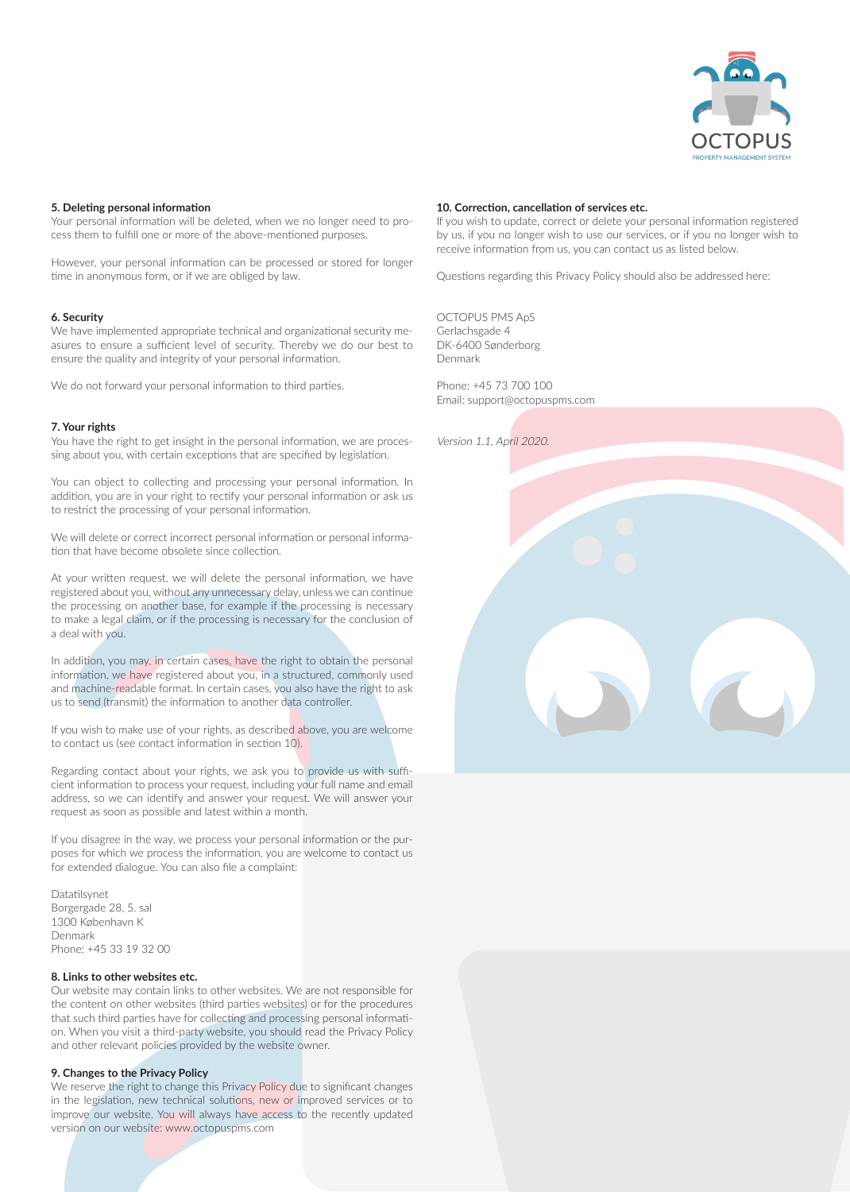### 5. Deleting personal information

Your personal information will be deleted, when we no longer need to process them to fulfill one or more of the above-mentioned purposes.

However, your personal information can be processed or stored for longer time in anonymous form, or if we are obliged by law.

### 6. Security

We have implemented appropriate technical and organizational security measures to ensure a sufficient level of security. Thereby we do our best to ensure the quality and integrity of your personal information.

We do not forward your personal information to third parties.

### 7. Your rights

You have the right to get insight in the personal information, we are processing about you, with certain exceptions that are specified by legislation.

You can object to collecting and processing your personal information. In addition, you are in your right to rectify your personal information or ask us to restrict the processing of your personal information.

We will delete or correct incorrect personal information or personal information that have become obsolete since collection.

At your written request, we will delete the personal information, we have registered about you, without any unnecessary delay, unless we can continue the processing on another base, for example if the processing is necessary to make a legal claim, or if the processing is necessary for the conclusion of a deal with you.

In addition, you may, in certain cases, have the right to obtain the personal information, we have registered about you, in a structured, commonly used and machine-readable format. In certain cases, you also have the right to ask us to send (transmit) the information to another data controller.

If you wish to make use of your rights, as described above, you are welcome to contact us (see contact information in section 10).

Regarding contact about your rights, we ask you to provide us with sufficient information to process your request, including your full name and email address, so we can identify and answer your request. We will answer your request as soon as possible and latest within a month.

If you disagree in the way, we process your personal information or the purposes for which we process the information, you are welcome to contact us for extended dialogue. You can also file a complaint:

Datatilsynet
Borgergade 28, 5. sal
1300 København K
Denmark
Phone: +45 33 19 32 00

### 8. Links to other websites etc.

Our website may contain links to other websites. We are not responsible for the content on other websites (third parties websites) or for the procedures that such third parties have for collecting and processing personal information. When you visit a third-party website, you should read the Privacy Policy and other relevant policies provided by the website owner.

### 9. Changes to the Privacy Policy

We reserve the right to change this Privacy Policy due to significant changes in the legislation, new technical solutions, new or improved services or to improve our website. You will always have access to the recently updated version on our website: www.octopuspms.com

### 10. Correction, cancellation of services etc.

If you wish to update, correct or delete your personal information registered by us, if you no longer wish to use our services, or if you no longer wish to receive information from us, you can contact us as listed below.

Questions regarding this Privacy Policy should also be addressed here:

OCTOPUS PMS ApS
Gerlachsgade 4
DK-6400 Sønderborg
Denmark

Phone: +45 73 700 100
Email: support@octopuspms.com

*Version 1.1, April 2020.*